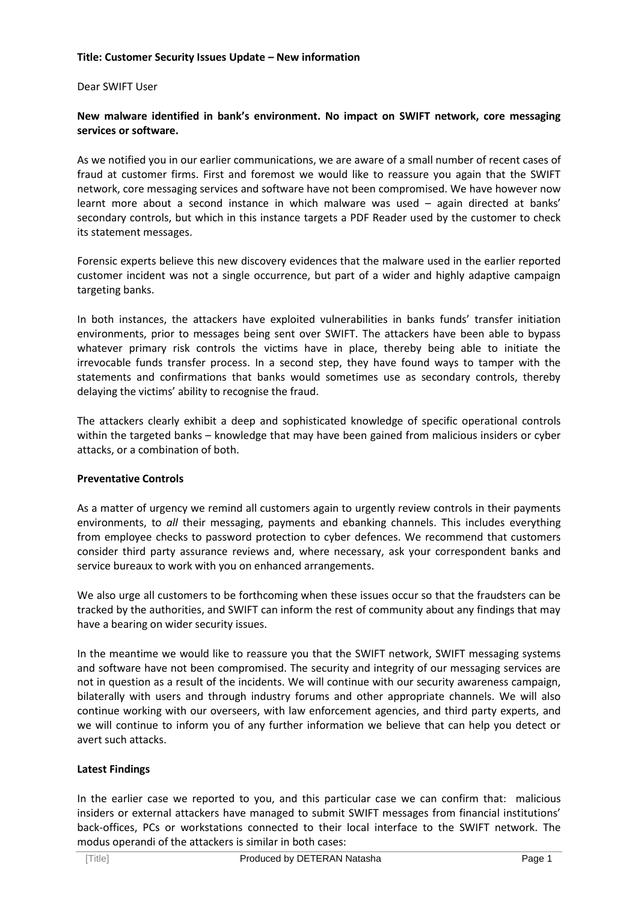**Title: Customer Security Issues Update – New information**

Dear SWIFT User

**New malware identified in bank's environment. No impact on SWIFT network, core messaging services or software.**

As we notified you in our earlier communications, we are aware of a small number of recent cases of fraud at customer firms. First and foremost we would like to reassure you again that the SWIFT network, core messaging services and software have not been compromised. We have however now learnt more about a second instance in which malware was used – again directed at banks' secondary controls, but which in this instance targets a PDF Reader used by the customer to check its statement messages.

Forensic experts believe this new discovery evidences that the malware used in the earlier reported customer incident was not a single occurrence, but part of a wider and highly adaptive campaign targeting banks.

In both instances, the attackers have exploited vulnerabilities in banks funds' transfer initiation environments, prior to messages being sent over SWIFT. The attackers have been able to bypass whatever primary risk controls the victims have in place, thereby being able to initiate the irrevocable funds transfer process. In a second step, they have found ways to tamper with the statements and confirmations that banks would sometimes use as secondary controls, thereby delaying the victims' ability to recognise the fraud.

The attackers clearly exhibit a deep and sophisticated knowledge of specific operational controls within the targeted banks – knowledge that may have been gained from malicious insiders or cyber attacks, or a combination of both.

**Preventative Controls**

As a matter of urgency we remind all customers again to urgently review controls in their payments environments, to *all* their messaging, payments and ebanking channels. This includes everything from employee checks to password protection to cyber defences. We recommend that customers consider third party assurance reviews and, where necessary, ask your correspondent banks and service bureaux to work with you on enhanced arrangements.

We also urge all customers to be forthcoming when these issues occur so that the fraudsters can be tracked by the authorities, and SWIFT can inform the rest of community about any findings that may have a bearing on wider security issues.

In the meantime we would like to reassure you that the SWIFT network, SWIFT messaging systems and software have not been compromised. The security and integrity of our messaging services are not in question as a result of the incidents. We will continue with our security awareness campaign, bilaterally with users and through industry forums and other appropriate channels. We will also continue working with our overseers, with law enforcement agencies, and third party experts, and we will continue to inform you of any further information we believe that can help you detect or avert such attacks.

**Latest Findings**

In the earlier case we reported to you, and this particular case we can confirm that: malicious insiders or external attackers have managed to submit SWIFT messages from financial institutions' back-offices, PCs or workstations connected to their local interface to the SWIFT network. The modus operandi of the attackers is similar in both cases: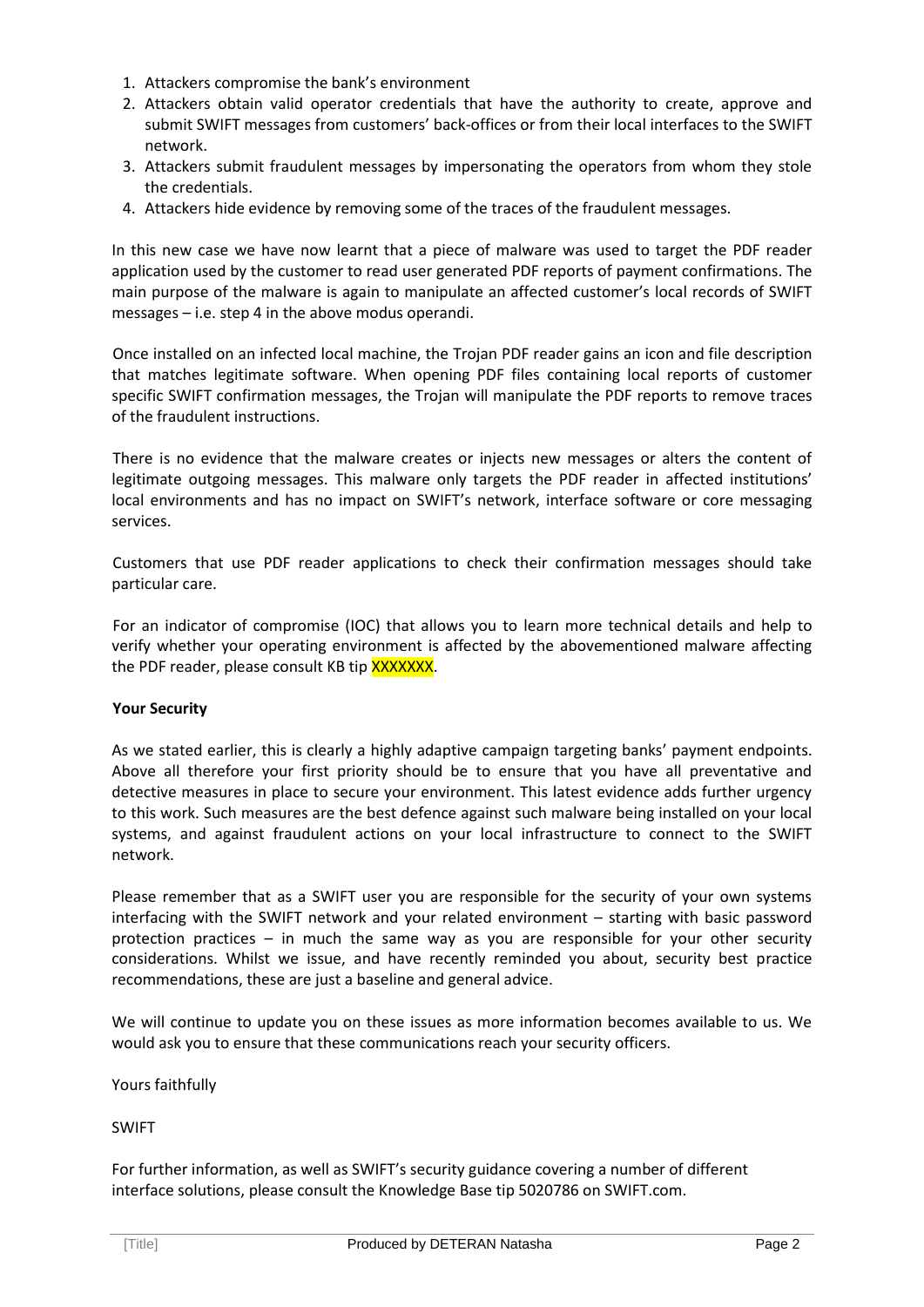1. Attackers compromise the bank's environment
2. Attackers obtain valid operator credentials that have the authority to create, approve and submit SWIFT messages from customers' back-offices or from their local interfaces to the SWIFT network.
3. Attackers submit fraudulent messages by impersonating the operators from whom they stole the credentials.
4. Attackers hide evidence by removing some of the traces of the fraudulent messages.

In this new case we have now learnt that a piece of malware was used to target the PDF reader application used by the customer to read user generated PDF reports of payment confirmations. The main purpose of the malware is again to manipulate an affected customer's local records of SWIFT messages – i.e. step 4 in the above modus operandi.

Once installed on an infected local machine, the Trojan PDF reader gains an icon and file description that matches legitimate software. When opening PDF files containing local reports of customer specific SWIFT confirmation messages, the Trojan will manipulate the PDF reports to remove traces of the fraudulent instructions.

There is no evidence that the malware creates or injects new messages or alters the content of legitimate outgoing messages. This malware only targets the PDF reader in affected institutions' local environments and has no impact on SWIFT's network, interface software or core messaging services.

Customers that use PDF reader applications to check their confirmation messages should take particular care.

For an indicator of compromise (IOC) that allows you to learn more technical details and help to verify whether your operating environment is affected by the abovementioned malware affecting the PDF reader, please consult KB tip XXXXXXX.

**Your Security**

As we stated earlier, this is clearly a highly adaptive campaign targeting banks' payment endpoints. Above all therefore your first priority should be to ensure that you have all preventative and detective measures in place to secure your environment. This latest evidence adds further urgency to this work. Such measures are the best defence against such malware being installed on your local systems, and against fraudulent actions on your local infrastructure to connect to the SWIFT network.

Please remember that as a SWIFT user you are responsible for the security of your own systems interfacing with the SWIFT network and your related environment – starting with basic password protection practices – in much the same way as you are responsible for your other security considerations. Whilst we issue, and have recently reminded you about, security best practice recommendations, these are just a baseline and general advice.

We will continue to update you on these issues as more information becomes available to us. We would ask you to ensure that these communications reach your security officers.

Yours faithfully

SWIFT

For further information, as well as SWIFT's security guidance covering a number of different interface solutions, please consult the Knowledge Base tip 5020786 on SWIFT.com.